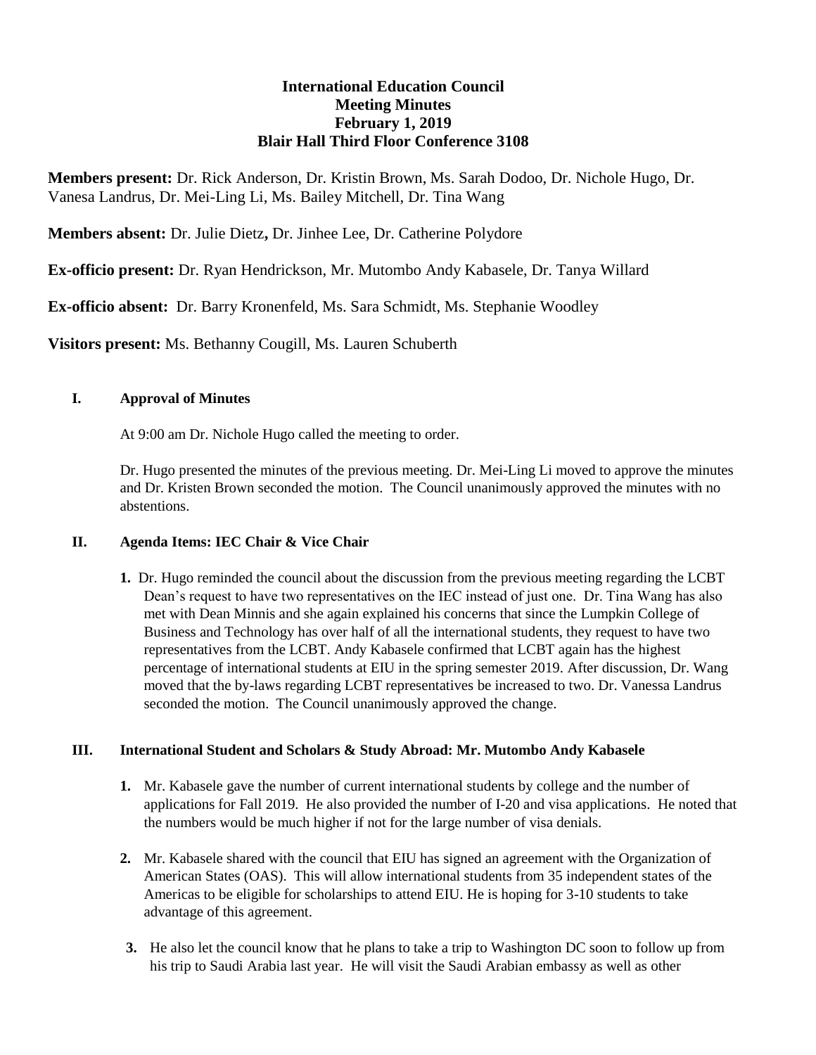**International Education Council**
**Meeting Minutes**
**February 1, 2019**
**Blair Hall Third Floor Conference 3108**

**Members present:** Dr. Rick Anderson, Dr. Kristin Brown, Ms. Sarah Dodoo, Dr. Nichole Hugo, Dr. Vanesa Landrus, Dr. Mei-Ling Li, Ms. Bailey Mitchell, Dr. Tina Wang

**Members absent:** Dr. Julie Dietz**,** Dr. Jinhee Lee, Dr. Catherine Polydore

**Ex-officio present:** Dr. Ryan Hendrickson, Mr. Mutombo Andy Kabasele, Dr. Tanya Willard

**Ex-officio absent:** Dr. Barry Kronenfeld, Ms. Sara Schmidt, Ms. Stephanie Woodley

**Visitors present:** Ms. Bethanny Cougill, Ms. Lauren Schuberth

## I. Approval of Minutes

At 9:00 am Dr. Nichole Hugo called the meeting to order.

Dr. Hugo presented the minutes of the previous meeting. Dr. Mei-Ling Li moved to approve the minutes and Dr. Kristen Brown seconded the motion. The Council unanimously approved the minutes with no abstentions.

## II. Agenda Items: IEC Chair & Vice Chair

1. Dr. Hugo reminded the council about the discussion from the previous meeting regarding the LCBT Dean's request to have two representatives on the IEC instead of just one. Dr. Tina Wang has also met with Dean Minnis and she again explained his concerns that since the Lumpkin College of Business and Technology has over half of all the international students, they request to have two representatives from the LCBT. Andy Kabasele confirmed that LCBT again has the highest percentage of international students at EIU in the spring semester 2019. After discussion, Dr. Wang moved that the by-laws regarding LCBT representatives be increased to two. Dr. Vanessa Landrus seconded the motion. The Council unanimously approved the change.

## III. International Student and Scholars & Study Abroad: Mr. Mutombo Andy Kabasele

1. Mr. Kabasele gave the number of current international students by college and the number of applications for Fall 2019. He also provided the number of I-20 and visa applications. He noted that the numbers would be much higher if not for the large number of visa denials.

2. Mr. Kabasele shared with the council that EIU has signed an agreement with the Organization of American States (OAS). This will allow international students from 35 independent states of the Americas to be eligible for scholarships to attend EIU. He is hoping for 3-10 students to take advantage of this agreement.

3. He also let the council know that he plans to take a trip to Washington DC soon to follow up from his trip to Saudi Arabia last year. He will visit the Saudi Arabian embassy as well as other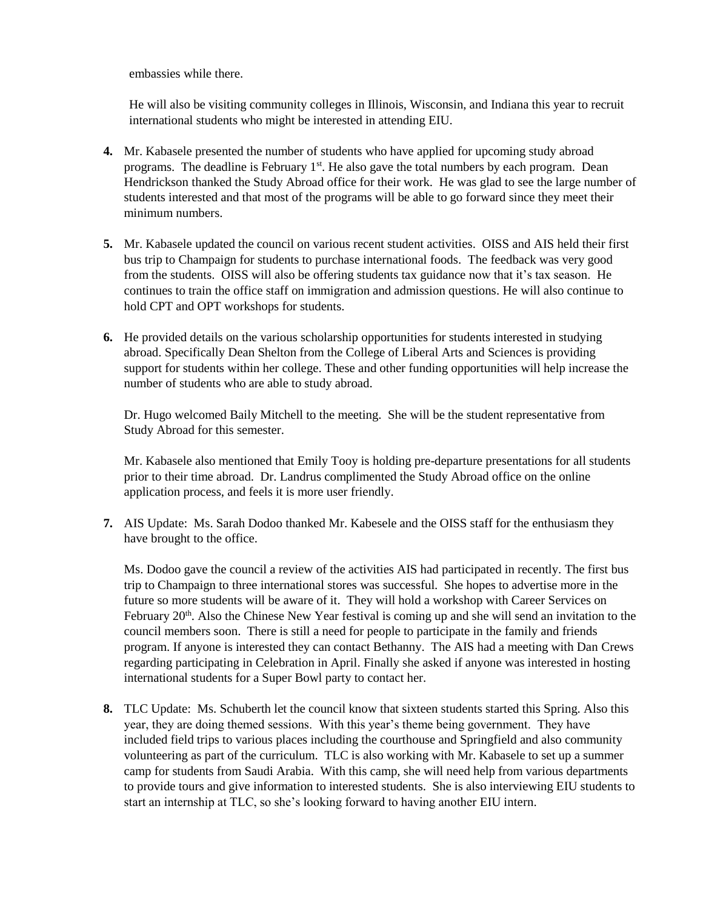embassies while there.

He will also be visiting community colleges in Illinois, Wisconsin, and Indiana this year to recruit international students who might be interested in attending EIU.

**4.** Mr. Kabasele presented the number of students who have applied for upcoming study abroad programs. The deadline is February 1st. He also gave the total numbers by each program. Dean Hendrickson thanked the Study Abroad office for their work. He was glad to see the large number of students interested and that most of the programs will be able to go forward since they meet their minimum numbers.

**5.** Mr. Kabasele updated the council on various recent student activities. OISS and AIS held their first bus trip to Champaign for students to purchase international foods. The feedback was very good from the students. OISS will also be offering students tax guidance now that it's tax season. He continues to train the office staff on immigration and admission questions. He will also continue to hold CPT and OPT workshops for students.

**6.** He provided details on the various scholarship opportunities for students interested in studying abroad. Specifically Dean Shelton from the College of Liberal Arts and Sciences is providing support for students within her college. These and other funding opportunities will help increase the number of students who are able to study abroad.

Dr. Hugo welcomed Baily Mitchell to the meeting. She will be the student representative from Study Abroad for this semester.

Mr. Kabasele also mentioned that Emily Tooy is holding pre-departure presentations for all students prior to their time abroad. Dr. Landrus complimented the Study Abroad office on the online application process, and feels it is more user friendly.

**7.** AIS Update: Ms. Sarah Dodoo thanked Mr. Kabesele and the OISS staff for the enthusiasm they have brought to the office.

Ms. Dodoo gave the council a review of the activities AIS had participated in recently. The first bus trip to Champaign to three international stores was successful. She hopes to advertise more in the future so more students will be aware of it. They will hold a workshop with Career Services on February 20th. Also the Chinese New Year festival is coming up and she will send an invitation to the council members soon. There is still a need for people to participate in the family and friends program. If anyone is interested they can contact Bethanny. The AIS had a meeting with Dan Crews regarding participating in Celebration in April. Finally she asked if anyone was interested in hosting international students for a Super Bowl party to contact her.

**8.** TLC Update: Ms. Schuberth let the council know that sixteen students started this Spring. Also this year, they are doing themed sessions. With this year's theme being government. They have included field trips to various places including the courthouse and Springfield and also community volunteering as part of the curriculum. TLC is also working with Mr. Kabasele to set up a summer camp for students from Saudi Arabia. With this camp, she will need help from various departments to provide tours and give information to interested students. She is also interviewing EIU students to start an internship at TLC, so she's looking forward to having another EIU intern.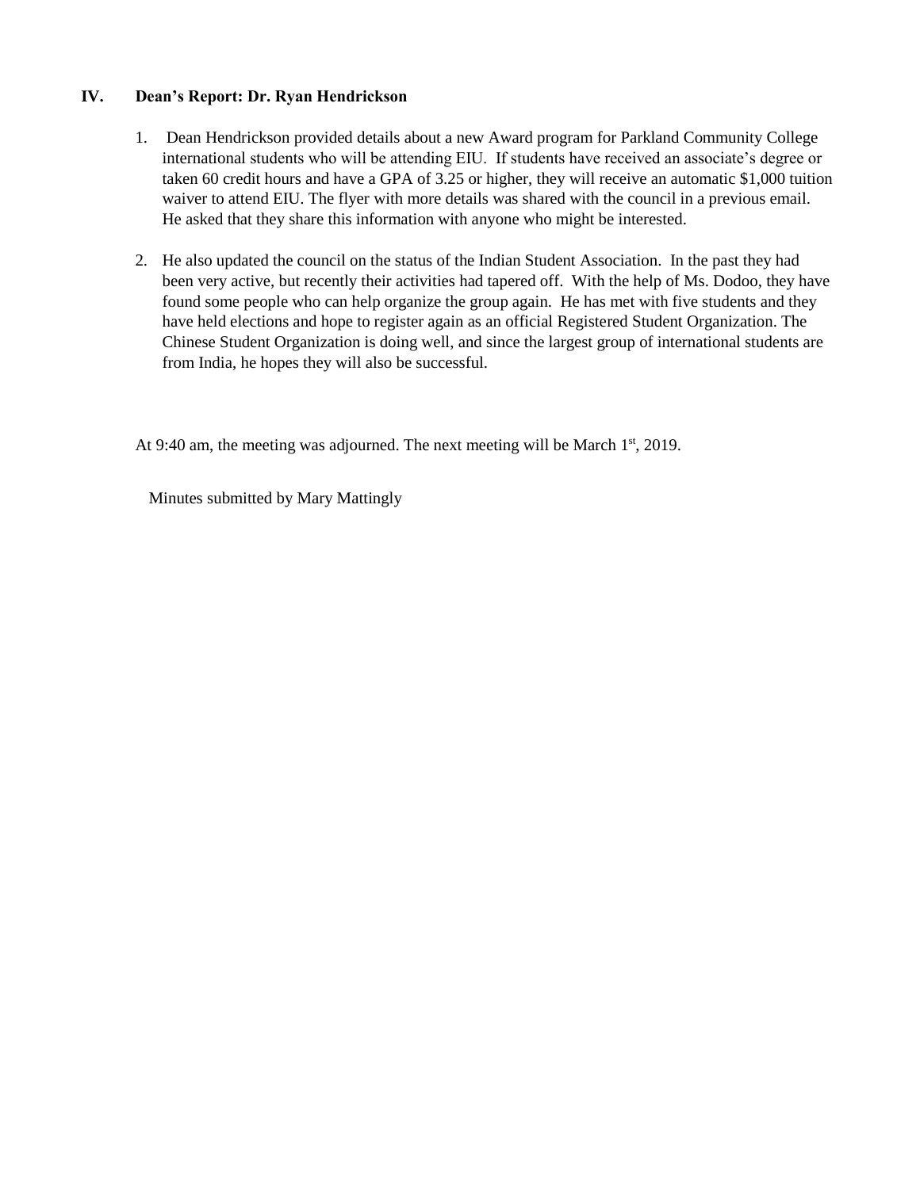## IV. Dean's Report: Dr. Ryan Hendrickson

1. Dean Hendrickson provided details about a new Award program for Parkland Community College international students who will be attending EIU. If students have received an associate's degree or taken 60 credit hours and have a GPA of 3.25 or higher, they will receive an automatic $1,000 tuition waiver to attend EIU. The flyer with more details was shared with the council in a previous email. He asked that they share this information with anyone who might be interested.

2. He also updated the council on the status of the Indian Student Association. In the past they had been very active, but recently their activities had tapered off. With the help of Ms. Dodoo, they have found some people who can help organize the group again. He has met with five students and they have held elections and hope to register again as an official Registered Student Organization. The Chinese Student Organization is doing well, and since the largest group of international students are from India, he hopes they will also be successful.

At 9:40 am, the meeting was adjourned. The next meeting will be March 1st, 2019.

Minutes submitted by Mary Mattingly